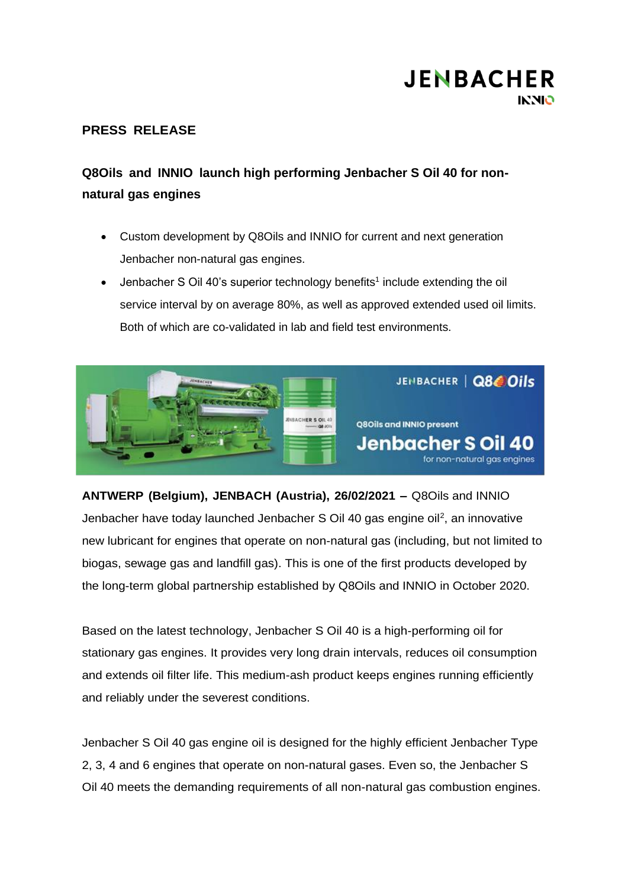**PRESS RELEASE**

# Q8Oils and INNIO launch high performing Jenbacher S Oil 40 for non-natural gas engines

- Custom development by Q8Oils and INNIO for current and next generation Jenbacher non-natural gas engines.
- Jenbacher S Oil 40's superior technology benefits[1] include extending the oil service interval by on average 80%, as well as approved extended used oil limits. Both of which are co-validated in lab and field test environments.

**ANTWERP (Belgium), JENBACH (Austria), 26/02/2021 –** Q8Oils and INNIO Jenbacher have today launched Jenbacher S Oil 40 gas engine oil[2], an innovative new lubricant for engines that operate on non-natural gas (including, but not limited to biogas, sewage gas and landfill gas). This is one of the first products developed by the long-term global partnership established by Q8Oils and INNIO in October 2020.

Based on the latest technology, Jenbacher S Oil 40 is a high-performing oil for stationary gas engines. It provides very long drain intervals, reduces oil consumption and extends oil filter life. This medium-ash product keeps engines running efficiently and reliably under the severest conditions.

Jenbacher S Oil 40 gas engine oil is designed for the highly efficient Jenbacher Type 2, 3, 4 and 6 engines that operate on non-natural gases. Even so, the Jenbacher S Oil 40 meets the demanding requirements of all non-natural gas combustion engines.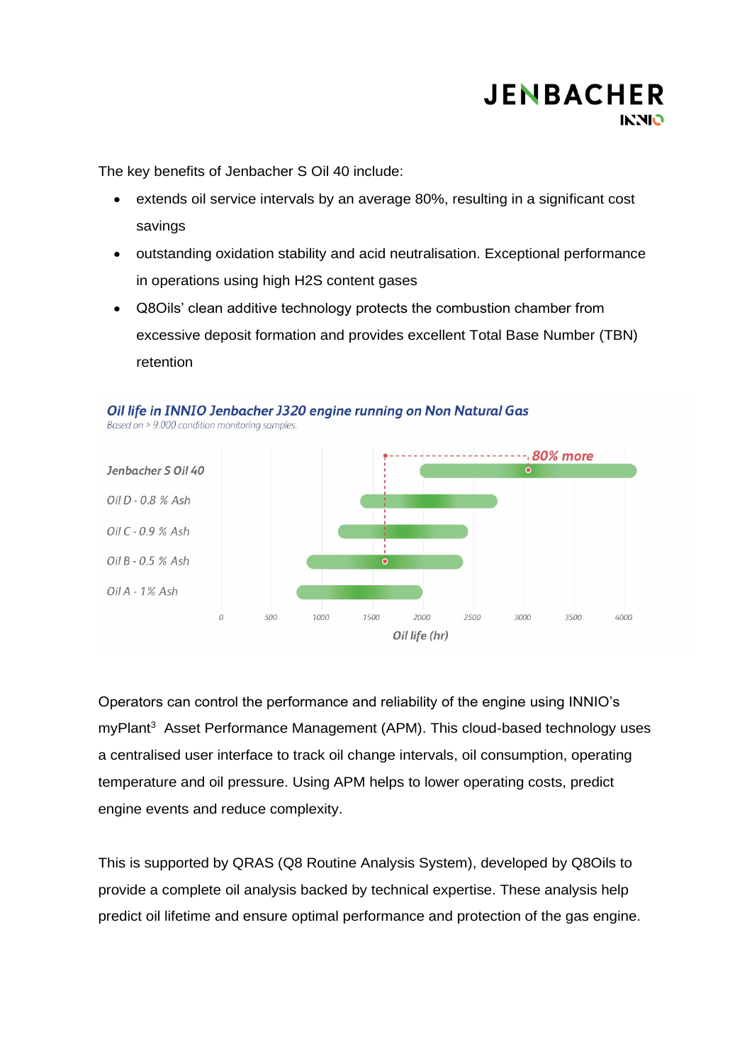The key benefits of Jenbacher S Oil 40 include:

- extends oil service intervals by an average 80%, resulting in a significant cost savings
- outstanding oxidation stability and acid neutralisation. Exceptional performance in operations using high H2S content gases
- Q8Oils' clean additive technology protects the combustion chamber from excessive deposit formation and provides excellent Total Base Number (TBN) retention

*Oil life in INNIO Jenbacher J320 engine running on Non Natural Gas*

*Based on > 9.000 condition monitoring samples.*

Operators can control the performance and reliability of the engine using INNIO's myPlant[3] Asset Performance Management (APM). This cloud-based technology uses a centralised user interface to track oil change intervals, oil consumption, operating temperature and oil pressure. Using APM helps to lower operating costs, predict engine events and reduce complexity.

This is supported by QRAS (Q8 Routine Analysis System), developed by Q8Oils to provide a complete oil analysis backed by technical expertise. These analysis help predict oil lifetime and ensure optimal performance and protection of the gas engine.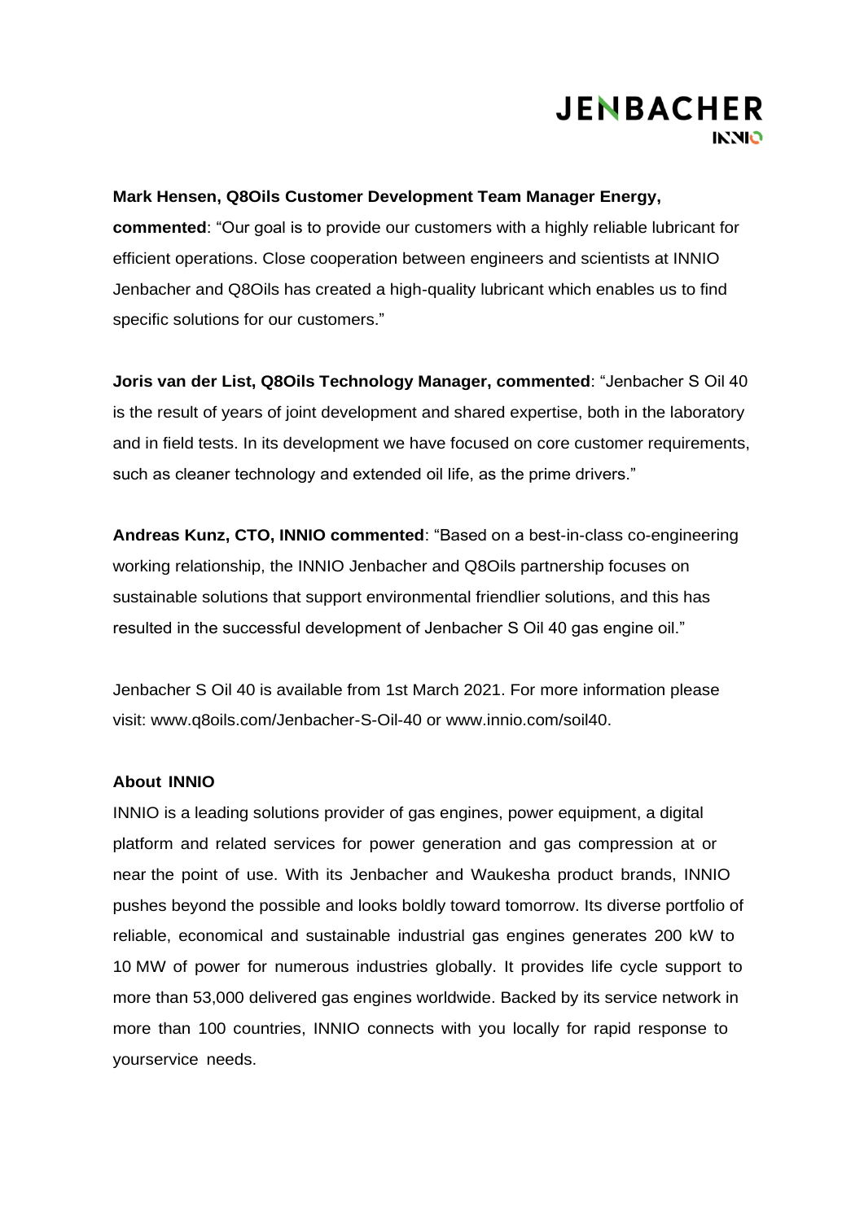**Mark Hensen, Q8Oils Customer Development Team Manager Energy, commented**: "Our goal is to provide our customers with a highly reliable lubricant for efficient operations. Close cooperation between engineers and scientists at INNIO Jenbacher and Q8Oils has created a high-quality lubricant which enables us to find specific solutions for our customers."

**Joris van der List, Q8Oils Technology Manager, commented**: "Jenbacher S Oil 40 is the result of years of joint development and shared expertise, both in the laboratory and in field tests. In its development we have focused on core customer requirements, such as cleaner technology and extended oil life, as the prime drivers."

**Andreas Kunz, CTO, INNIO commented**: "Based on a best-in-class co-engineering working relationship, the INNIO Jenbacher and Q8Oils partnership focuses on sustainable solutions that support environmental friendlier solutions, and this has resulted in the successful development of Jenbacher S Oil 40 gas engine oil."

Jenbacher S Oil 40 is available from 1st March 2021. For more information please visit: www.q8oils.com/Jenbacher-S-Oil-40 or www.innio.com/soil40.

**About INNIO**

INNIO is a leading solutions provider of gas engines, power equipment, a digital platform and related services for power generation and gas compression at or near the point of use. With its Jenbacher and Waukesha product brands, INNIO pushes beyond the possible and looks boldly toward tomorrow. Its diverse portfolio of reliable, economical and sustainable industrial gas engines generates 200 kW to 10 MW of power for numerous industries globally. It provides life cycle support to more than 53,000 delivered gas engines worldwide. Backed by its service network in more than 100 countries, INNIO connects with you locally for rapid response to yourservice needs.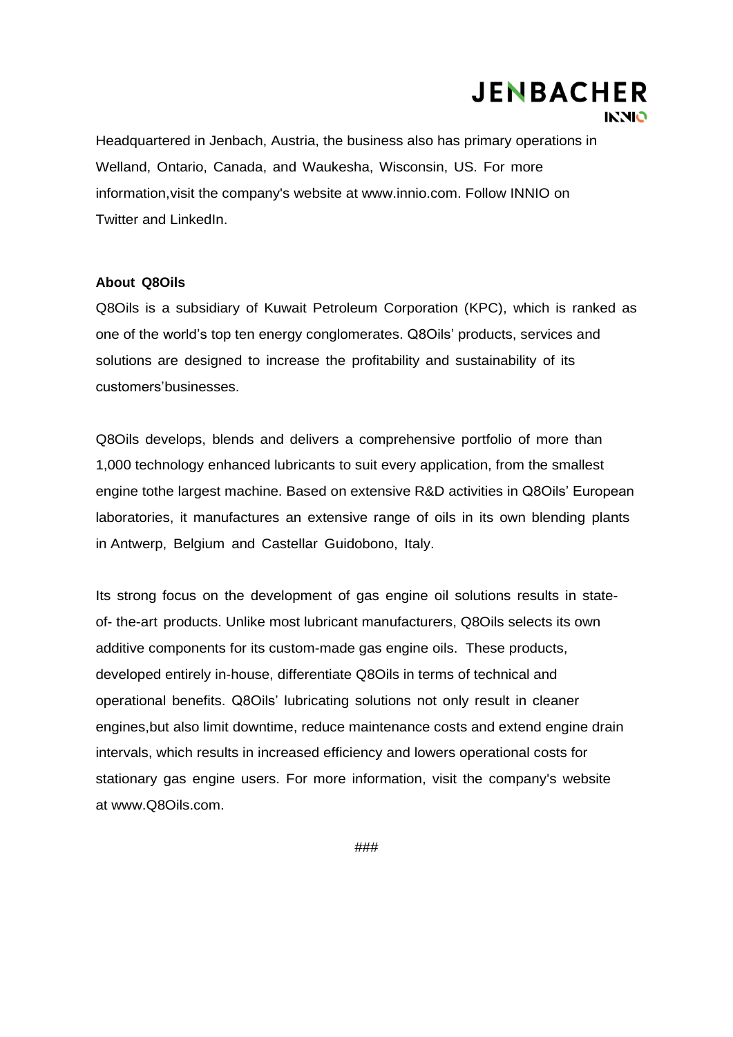Headquartered in Jenbach, Austria, the business also has primary operations in Welland, Ontario, Canada, and Waukesha, Wisconsin, US. For more information,visit the company's website at www.innio.com. Follow INNIO on Twitter and LinkedIn.

**About Q8Oils**

Q8Oils is a subsidiary of Kuwait Petroleum Corporation (KPC), which is ranked as one of the world's top ten energy conglomerates. Q8Oils' products, services and solutions are designed to increase the profitability and sustainability of its customers'businesses.

Q8Oils develops, blends and delivers a comprehensive portfolio of more than 1,000 technology enhanced lubricants to suit every application, from the smallest engine tothe largest machine. Based on extensive R&D activities in Q8Oils' European laboratories, it manufactures an extensive range of oils in its own blending plants in Antwerp, Belgium and Castellar Guidobono, Italy.

Its strong focus on the development of gas engine oil solutions results in state-of- the-art products. Unlike most lubricant manufacturers, Q8Oils selects its own additive components for its custom-made gas engine oils. These products, developed entirely in-house, differentiate Q8Oils in terms of technical and operational benefits. Q8Oils' lubricating solutions not only result in cleaner engines,but also limit downtime, reduce maintenance costs and extend engine drain intervals, which results in increased efficiency and lowers operational costs for stationary gas engine users. For more information, visit the company's website at www.Q8Oils.com.

###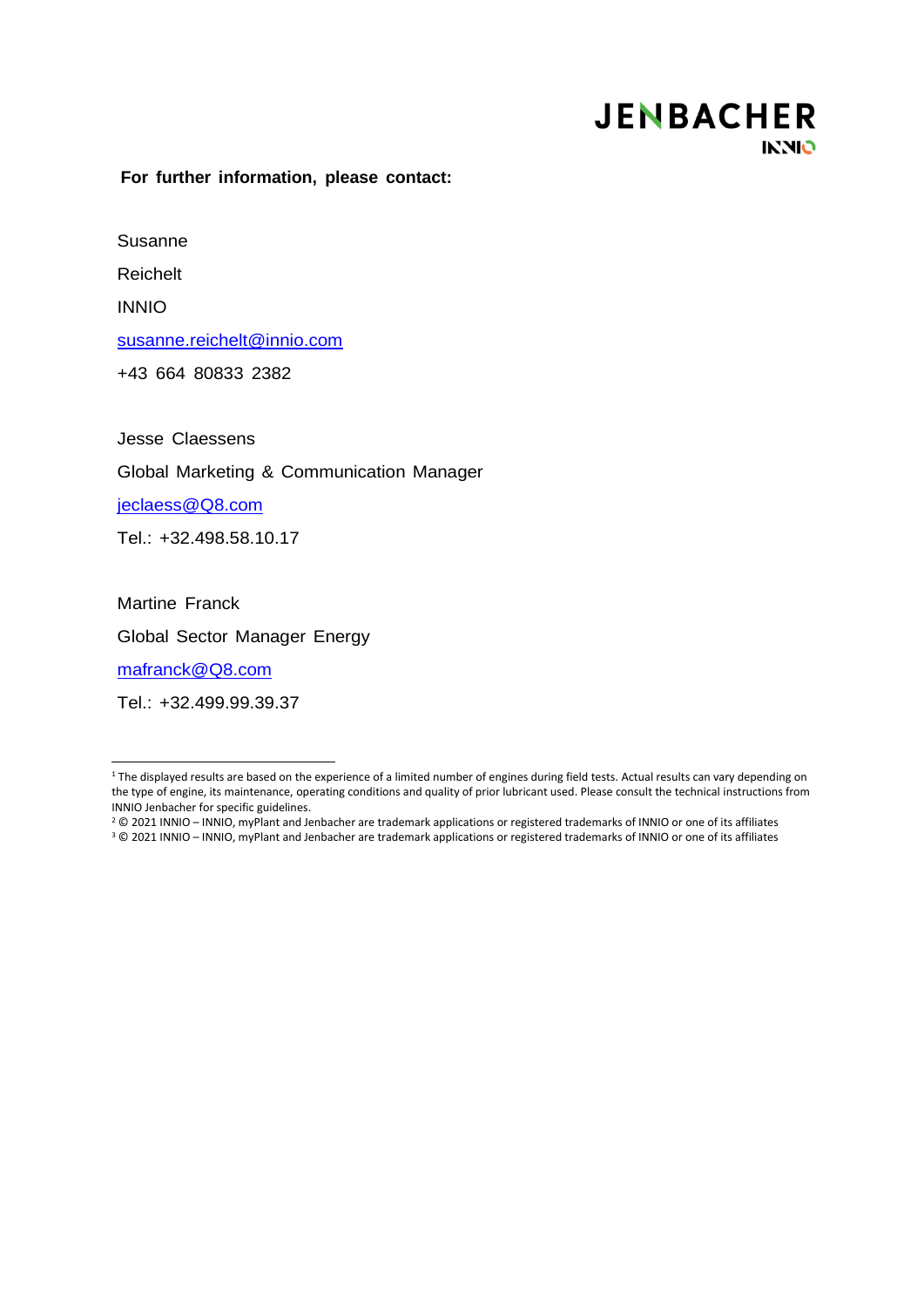**For further information, please contact:**

Susanne

Reichelt

INNIO

susanne.reichelt@innio.com

+43 664 80833 2382

Jesse Claessens

Global Marketing & Communication Manager

jeclaess@Q8.com

Tel.: +32.498.58.10.17

Martine Franck

Global Sector Manager Energy

mafranck@Q8.com

Tel.: +32.499.99.39.37

---

[1] The displayed results are based on the experience of a limited number of engines during field tests. Actual results can vary depending on the type of engine, its maintenance, operating conditions and quality of prior lubricant used. Please consult the technical instructions from INNIO Jenbacher for specific guidelines.

[2] © 2021 INNIO – INNIO, myPlant and Jenbacher are trademark applications or registered trademarks of INNIO or one of its affiliates

[3] © 2021 INNIO – INNIO, myPlant and Jenbacher are trademark applications or registered trademarks of INNIO or one of its affiliates